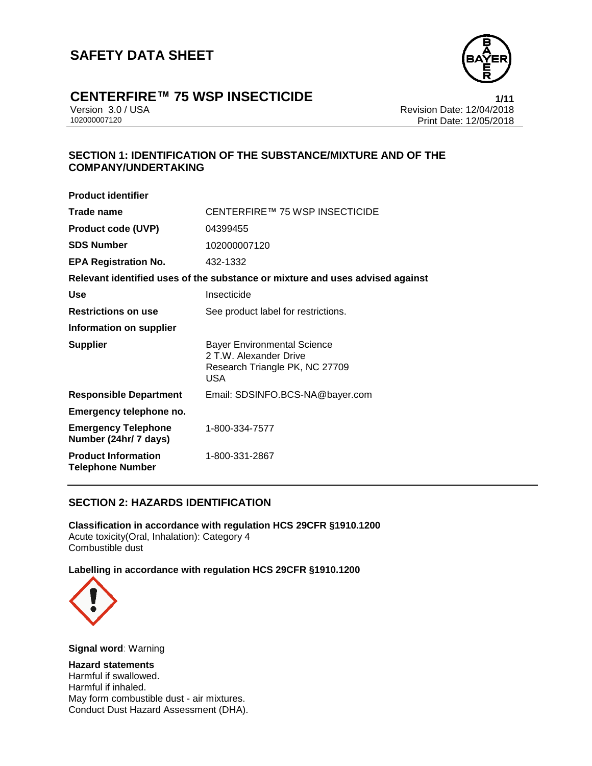# SAFETY DATA SHEET

## CENTERFIRE™ 75 WSP INSECTICIDE

Version 3.0 / USA
102000007120

Revision Date: 12/04/2018
Print Date: 12/05/2018

## SECTION 1: IDENTIFICATION OF THE SUBSTANCE/MIXTURE AND OF THE COMPANY/UNDERTAKING

**Product identifier**

| | |
|---|---|
| **Trade name** | CENTERFIRE™ 75 WSP INSECTICIDE |
| **Product code (UVP)** | 04399455 |
| **SDS Number** | 102000007120 |
| **EPA Registration No.** | 432-1332 |

**Relevant identified uses of the substance or mixture and uses advised against**

| | |
|---|---|
| **Use** | Insecticide |
| **Restrictions on use** | See product label for restrictions. |

**Information on supplier**

| | |
|---|---|
| **Supplier** | Bayer Environmental Science<br>2 T.W. Alexander Drive<br>Research Triangle PK, NC 27709<br>USA |
| **Responsible Department** | Email: SDSINFO.BCS-NA@bayer.com |

**Emergency telephone no.**

| | |
|---|---|
| **Emergency Telephone Number (24hr/ 7 days)** | 1-800-334-7577 |
| **Product Information Telephone Number** | 1-800-331-2867 |

## SECTION 2: HAZARDS IDENTIFICATION

**Classification in accordance with regulation HCS 29CFR §1910.1200**
Acute toxicity(Oral, Inhalation): Category 4
Combustible dust

**Labelling in accordance with regulation HCS 29CFR §1910.1200**

**Signal word**: Warning

**Hazard statements**
Harmful if swallowed.
Harmful if inhaled.
May form combustible dust - air mixtures.
Conduct Dust Hazard Assessment (DHA).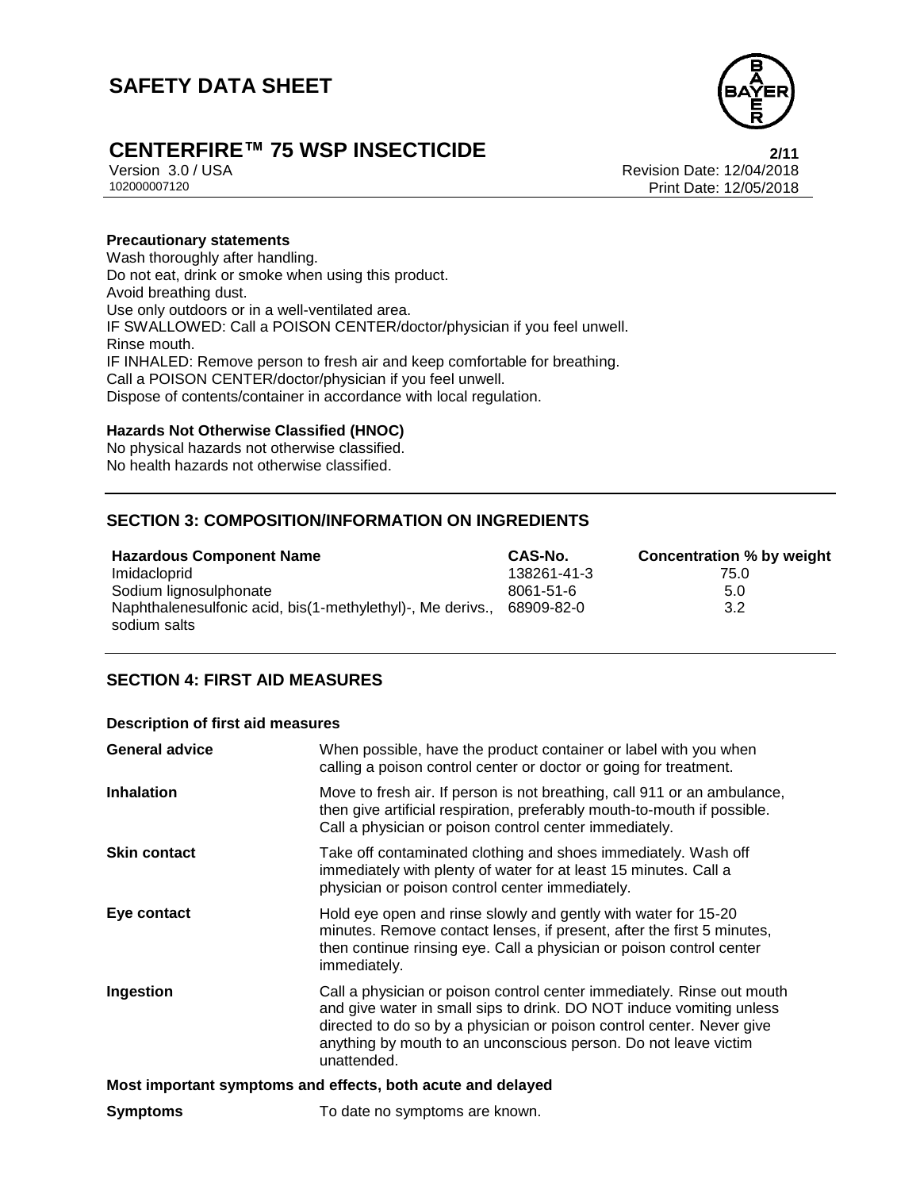**Precautionary statements**

Wash thoroughly after handling.
Do not eat, drink or smoke when using this product.
Avoid breathing dust.
Use only outdoors or in a well-ventilated area.
IF SWALLOWED: Call a POISON CENTER/doctor/physician if you feel unwell.
Rinse mouth.
IF INHALED: Remove person to fresh air and keep comfortable for breathing.
Call a POISON CENTER/doctor/physician if you feel unwell.
Dispose of contents/container in accordance with local regulation.

**Hazards Not Otherwise Classified (HNOC)**

No physical hazards not otherwise classified.
No health hazards not otherwise classified.

## SECTION 3: COMPOSITION/INFORMATION ON INGREDIENTS

| Hazardous Component Name | CAS-No. | Concentration % by weight |
|---|---|---|
| Imidacloprid | 138261-41-3 | 75.0 |
| Sodium lignosulphonate | 8061-51-6 | 5.0 |
| Naphthalenesulfonic acid, bis(1-methylethyl)-, Me derivs., sodium salts | 68909-82-0 | 3.2 |

## SECTION 4: FIRST AID MEASURES

**Description of first aid measures**

| | |
|---|---|
| **General advice** | When possible, have the product container or label with you when calling a poison control center or doctor or going for treatment. |
| **Inhalation** | Move to fresh air. If person is not breathing, call 911 or an ambulance, then give artificial respiration, preferably mouth-to-mouth if possible. Call a physician or poison control center immediately. |
| **Skin contact** | Take off contaminated clothing and shoes immediately. Wash off immediately with plenty of water for at least 15 minutes. Call a physician or poison control center immediately. |
| **Eye contact** | Hold eye open and rinse slowly and gently with water for 15-20 minutes. Remove contact lenses, if present, after the first 5 minutes, then continue rinsing eye. Call a physician or poison control center immediately. |
| **Ingestion** | Call a physician or poison control center immediately. Rinse out mouth and give water in small sips to drink. DO NOT induce vomiting unless directed to do so by a physician or poison control center. Never give anything by mouth to an unconscious person. Do not leave victim unattended. |

**Most important symptoms and effects, both acute and delayed**

| | |
|---|---|
| **Symptoms** | To date no symptoms are known. |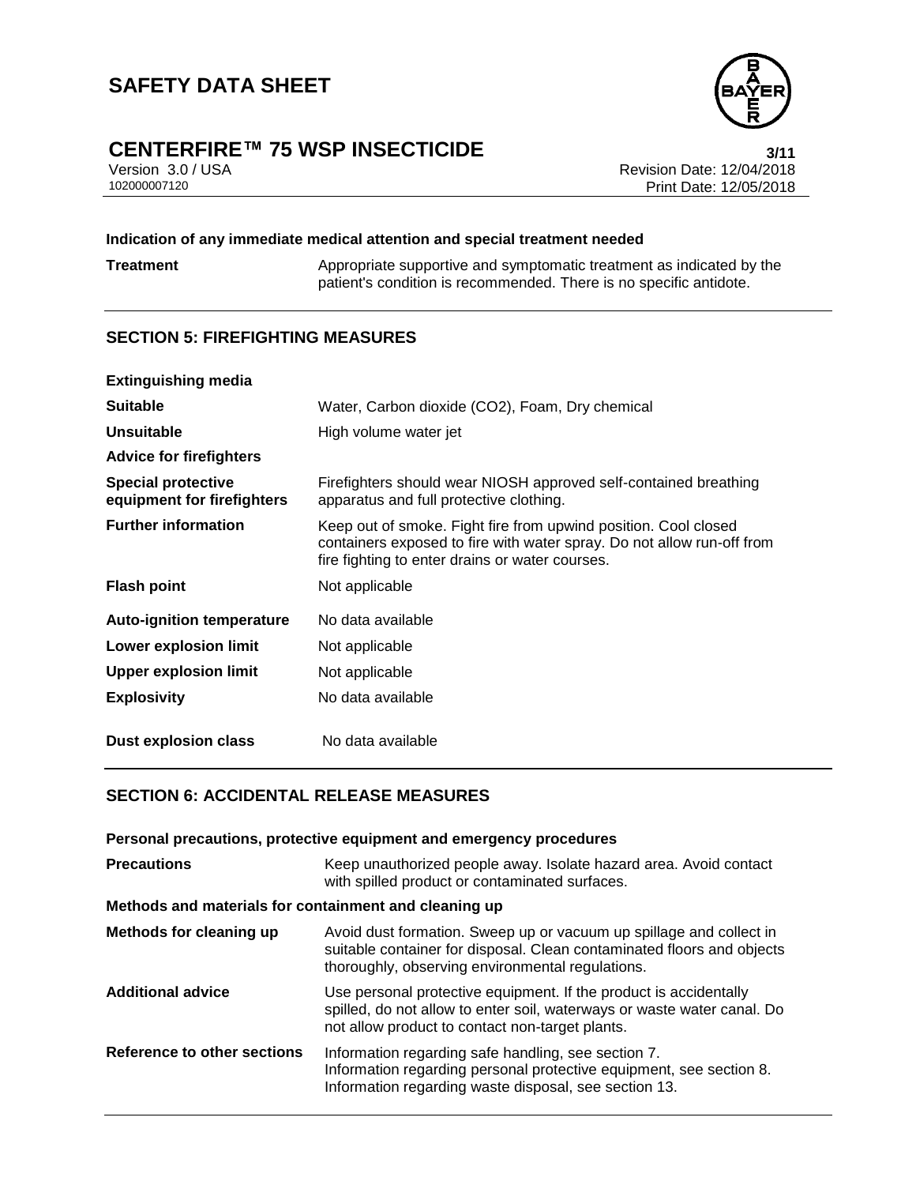**Indication of any immediate medical attention and special treatment needed**

| | |
|---|---|
| **Treatment** | Appropriate supportive and symptomatic treatment as indicated by the patient's condition is recommended. There is no specific antidote. |

## SECTION 5: FIREFIGHTING MEASURES

| | |
|---|---|
| **Extinguishing media** | |
| **Suitable** | Water, Carbon dioxide ($CO_2$), Foam, Dry chemical |
| **Unsuitable** | High volume water jet |
| **Advice for firefighters** | |
| **Special protective equipment for firefighters** | Firefighters should wear NIOSH approved self-contained breathing apparatus and full protective clothing. |
| **Further information** | Keep out of smoke. Fight fire from upwind position. Cool closed containers exposed to fire with water spray. Do not allow run-off from fire fighting to enter drains or water courses. |
| **Flash point** | Not applicable |
| **Auto-ignition temperature** | No data available |
| **Lower explosion limit** | Not applicable |
| **Upper explosion limit** | Not applicable |
| **Explosivity** | No data available |
| **Dust explosion class** | No data available |

## SECTION 6: ACCIDENTAL RELEASE MEASURES

**Personal precautions, protective equipment and emergency procedures**

| | |
|---|---|
| **Precautions** | Keep unauthorized people away. Isolate hazard area. Avoid contact with spilled product or contaminated surfaces. |

**Methods and materials for containment and cleaning up**

| | |
|---|---|
| **Methods for cleaning up** | Avoid dust formation. Sweep up or vacuum up spillage and collect in suitable container for disposal. Clean contaminated floors and objects thoroughly, observing environmental regulations. |
| **Additional advice** | Use personal protective equipment. If the product is accidentally spilled, do not allow to enter soil, waterways or waste water canal. Do not allow product to contact non-target plants. |
| **Reference to other sections** | Information regarding safe handling, see section 7.<br>Information regarding personal protective equipment, see section 8.<br>Information regarding waste disposal, see section 13. |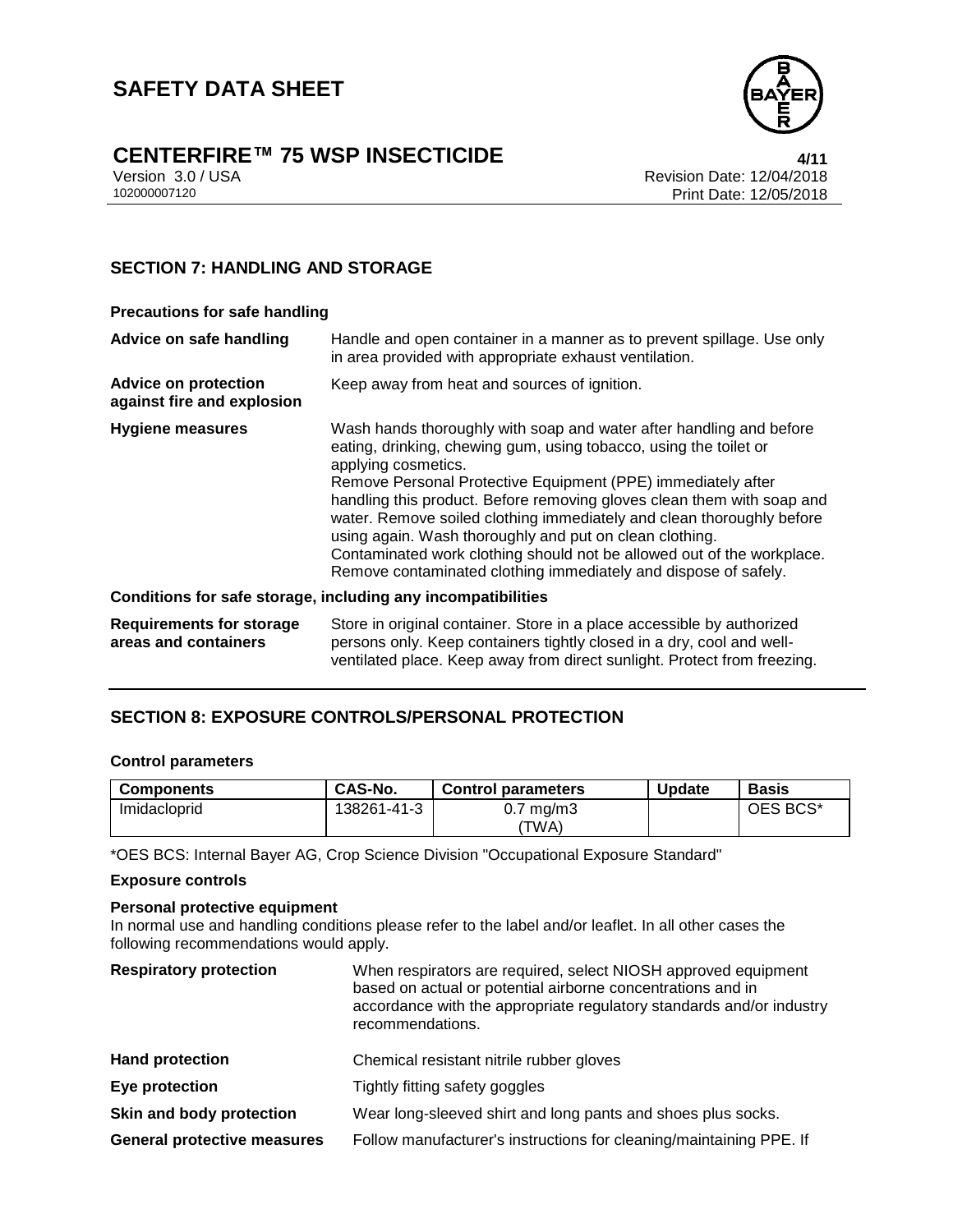## SECTION 7: HANDLING AND STORAGE

### Precautions for safe handling

**Advice on safe handling**
Handle and open container in a manner as to prevent spillage. Use only in area provided with appropriate exhaust ventilation.

**Advice on protection against fire and explosion**
Keep away from heat and sources of ignition.

**Hygiene measures**
Wash hands thoroughly with soap and water after handling and before eating, drinking, chewing gum, using tobacco, using the toilet or applying cosmetics.
Remove Personal Protective Equipment (PPE) immediately after handling this product. Before removing gloves clean them with soap and water. Remove soiled clothing immediately and clean thoroughly before using again. Wash thoroughly and put on clean clothing.
Contaminated work clothing should not be allowed out of the workplace.
Remove contaminated clothing immediately and dispose of safely.

### Conditions for safe storage, including any incompatibilities

**Requirements for storage areas and containers**
Store in original container. Store in a place accessible by authorized persons only. Keep containers tightly closed in a dry, cool and well-ventilated place. Keep away from direct sunlight. Protect from freezing.

## SECTION 8: EXPOSURE CONTROLS/PERSONAL PROTECTION

### Control parameters

| Components | CAS-No. | Control parameters | Update | Basis |
|---|---|---|---|---|
| Imidacloprid | 138261-41-3 | 0.7 mg/m3 (TWA) | | OES BCS* |

*OES BCS: Internal Bayer AG, Crop Science Division "Occupational Exposure Standard"

### Exposure controls

**Personal protective equipment**
In normal use and handling conditions please refer to the label and/or leaflet. In all other cases the following recommendations would apply.

**Respiratory protection**
When respirators are required, select NIOSH approved equipment based on actual or potential airborne concentrations and in accordance with the appropriate regulatory standards and/or industry recommendations.

**Hand protection**
Chemical resistant nitrile rubber gloves

**Eye protection**
Tightly fitting safety goggles

**Skin and body protection**
Wear long-sleeved shirt and long pants and shoes plus socks.

**General protective measures**
Follow manufacturer's instructions for cleaning/maintaining PPE. If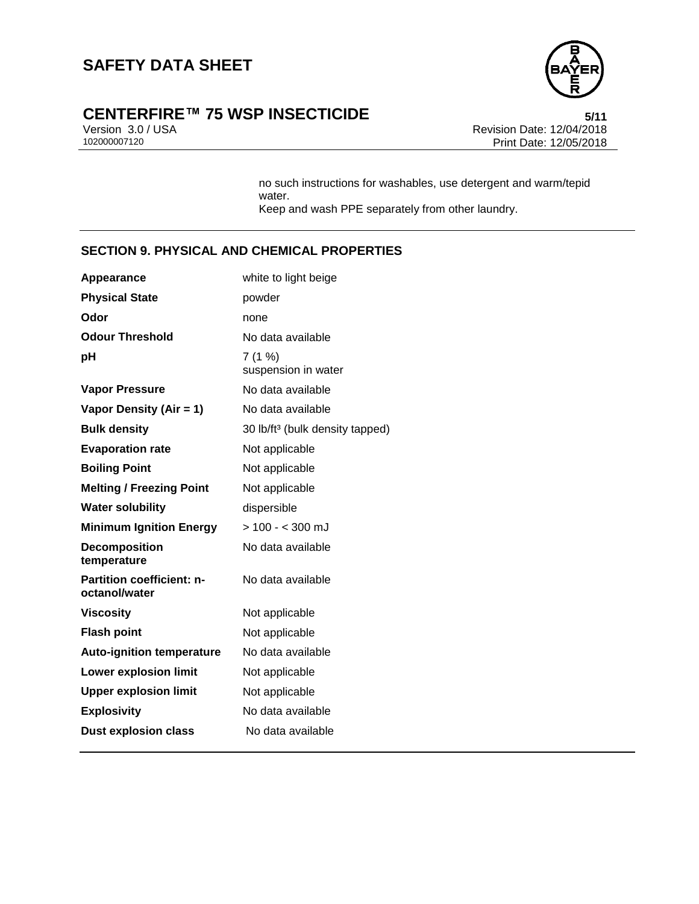no such instructions for washables, use detergent and warm/tepid water.
Keep and wash PPE separately from other laundry.

## SECTION 9. PHYSICAL AND CHEMICAL PROPERTIES

| | |
|---|---|
| **Appearance** | white to light beige |
| **Physical State** | powder |
| **Odor** | none |
| **Odour Threshold** | No data available |
| **pH** | 7 (1 %)<br>suspension in water |
| **Vapor Pressure** | No data available |
| **Vapor Density (Air = 1)** | No data available |
| **Bulk density** | 30 lb/ft³ (bulk density tapped) |
| **Evaporation rate** | Not applicable |
| **Boiling Point** | Not applicable |
| **Melting / Freezing Point** | Not applicable |
| **Water solubility** | dispersible |
| **Minimum Ignition Energy** | > 100 - < 300 mJ |
| **Decomposition temperature** | No data available |
| **Partition coefficient: n-octanol/water** | No data available |
| **Viscosity** | Not applicable |
| **Flash point** | Not applicable |
| **Auto-ignition temperature** | No data available |
| **Lower explosion limit** | Not applicable |
| **Upper explosion limit** | Not applicable |
| **Explosivity** | No data available |
| **Dust explosion class** | No data available |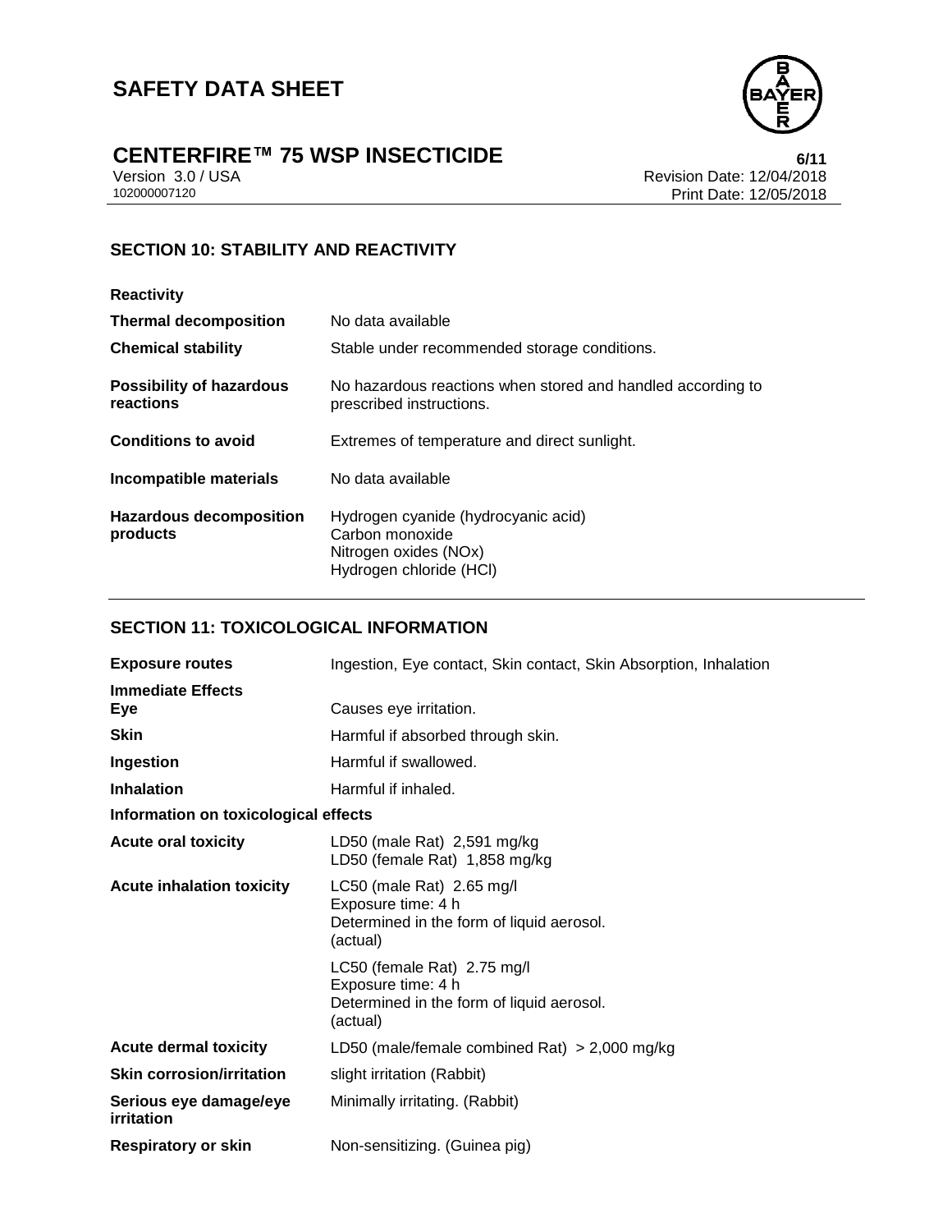## SECTION 10: STABILITY AND REACTIVITY

| | |
|---|---|
| **Reactivity** | |
| **Thermal decomposition** | No data available |
| **Chemical stability** | Stable under recommended storage conditions. |
| **Possibility of hazardous reactions** | No hazardous reactions when stored and handled according to prescribed instructions. |
| **Conditions to avoid** | Extremes of temperature and direct sunlight. |
| **Incompatible materials** | No data available |
| **Hazardous decomposition products** | Hydrogen cyanide (hydrocyanic acid)<br>Carbon monoxide<br>Nitrogen oxides (NOx)<br>Hydrogen chloride (HCl) |

## SECTION 11: TOXICOLOGICAL INFORMATION

| | |
|---|---|
| **Exposure routes** | Ingestion, Eye contact, Skin contact, Skin Absorption, Inhalation |
| **Immediate Effects** | |
| **Eye** | Causes eye irritation. |
| **Skin** | Harmful if absorbed through skin. |
| **Ingestion** | Harmful if swallowed. |
| **Inhalation** | Harmful if inhaled. |

**Information on toxicological effects**

| | |
|---|---|
| **Acute oral toxicity** | LD50 (male Rat) 2,591 mg/kg<br>LD50 (female Rat) 1,858 mg/kg |
| **Acute inhalation toxicity** | LC50 (male Rat) 2.65 mg/l<br>Exposure time: 4 h<br>Determined in the form of liquid aerosol.<br>(actual) |
| | LC50 (female Rat) 2.75 mg/l<br>Exposure time: 4 h<br>Determined in the form of liquid aerosol.<br>(actual) |
| **Acute dermal toxicity** | LD50 (male/female combined Rat) > 2,000 mg/kg |
| **Skin corrosion/irritation** | slight irritation (Rabbit) |
| **Serious eye damage/eye irritation** | Minimally irritating. (Rabbit) |
| **Respiratory or skin** | Non-sensitizing. (Guinea pig) |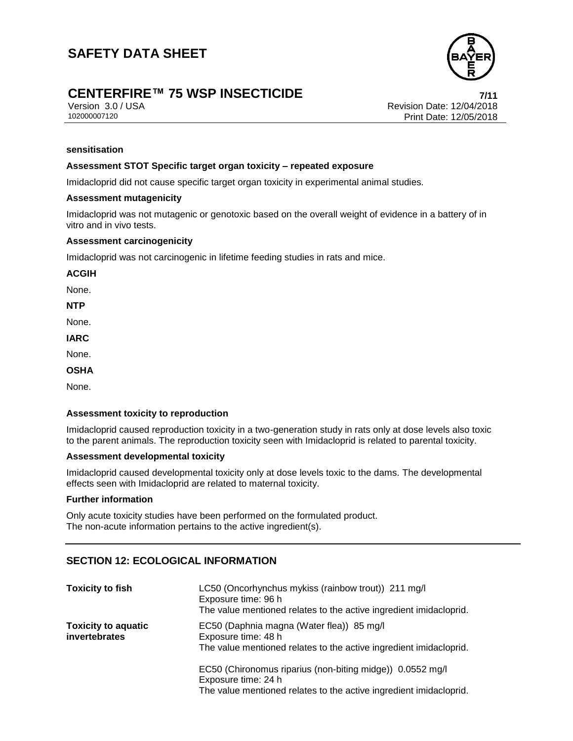**sensitisation**

**Assessment STOT Specific target organ toxicity – repeated exposure**

Imidacloprid did not cause specific target organ toxicity in experimental animal studies.

**Assessment mutagenicity**

Imidacloprid was not mutagenic or genotoxic based on the overall weight of evidence in a battery of in vitro and in vivo tests.

**Assessment carcinogenicity**

Imidacloprid was not carcinogenic in lifetime feeding studies in rats and mice.

**ACGIH**

None.

**NTP**

None.

**IARC**

None.

**OSHA**

None.

**Assessment toxicity to reproduction**

Imidacloprid caused reproduction toxicity in a two-generation study in rats only at dose levels also toxic to the parent animals. The reproduction toxicity seen with Imidacloprid is related to parental toxicity.

**Assessment developmental toxicity**

Imidacloprid caused developmental toxicity only at dose levels toxic to the dams. The developmental effects seen with Imidacloprid are related to maternal toxicity.

**Further information**

Only acute toxicity studies have been performed on the formulated product.
The non-acute information pertains to the active ingredient(s).

## SECTION 12: ECOLOGICAL INFORMATION

| | |
|---|---|
| **Toxicity to fish** | LC50 (Oncorhynchus mykiss (rainbow trout)) 211 mg/l<br>Exposure time: 96 h<br>The value mentioned relates to the active ingredient imidacloprid. |
| **Toxicity to aquatic invertebrates** | EC50 (Daphnia magna (Water flea)) 85 mg/l<br>Exposure time: 48 h<br>The value mentioned relates to the active ingredient imidacloprid. |
| | EC50 (Chironomus riparius (non-biting midge)) 0.0552 mg/l<br>Exposure time: 24 h<br>The value mentioned relates to the active ingredient imidacloprid. |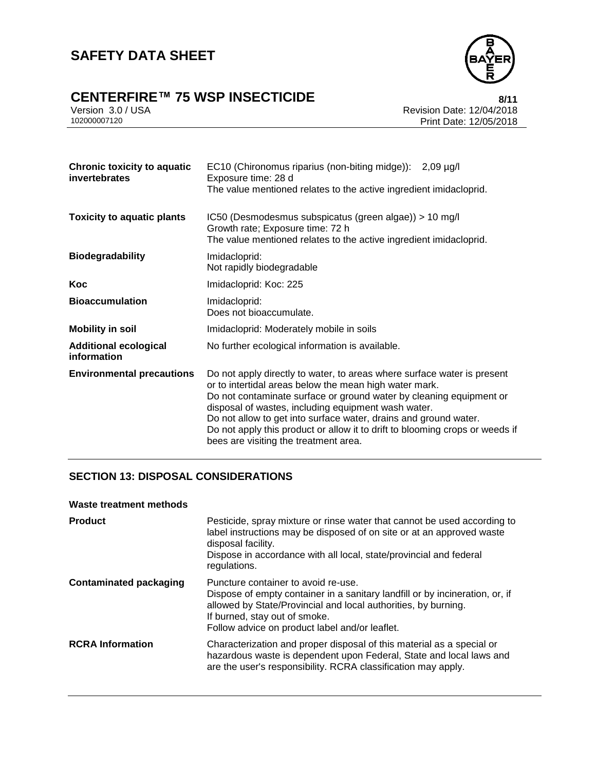| | |
|---|---|
| **Chronic toxicity to aquatic invertebrates** | EC10 (Chironomus riparius (non-biting midge)): 2,09 µg/l<br>Exposure time: 28 d<br>The value mentioned relates to the active ingredient imidacloprid. |
| **Toxicity to aquatic plants** | IC50 (Desmodesmus subspicatus (green algae)) > 10 mg/l<br>Growth rate; Exposure time: 72 h<br>The value mentioned relates to the active ingredient imidacloprid. |
| **Biodegradability** | Imidacloprid:<br>Not rapidly biodegradable |
| **Koc** | Imidacloprid: Koc: 225 |
| **Bioaccumulation** | Imidacloprid:<br>Does not bioaccumulate. |
| **Mobility in soil** | Imidacloprid: Moderately mobile in soils |
| **Additional ecological information** | No further ecological information is available. |
| **Environmental precautions** | Do not apply directly to water, to areas where surface water is present or to intertidal areas below the mean high water mark.<br>Do not contaminate surface or ground water by cleaning equipment or disposal of wastes, including equipment wash water.<br>Do not allow to get into surface water, drains and ground water.<br>Do not apply this product or allow it to drift to blooming crops or weeds if bees are visiting the treatment area. |

## SECTION 13: DISPOSAL CONSIDERATIONS

**Waste treatment methods**

| | |
|---|---|
| **Product** | Pesticide, spray mixture or rinse water that cannot be used according to label instructions may be disposed of on site or at an approved waste disposal facility.<br>Dispose in accordance with all local, state/provincial and federal regulations. |
| **Contaminated packaging** | Puncture container to avoid re-use.<br>Dispose of empty container in a sanitary landfill or by incineration, or, if allowed by State/Provincial and local authorities, by burning.<br>If burned, stay out of smoke.<br>Follow advice on product label and/or leaflet. |
| **RCRA Information** | Characterization and proper disposal of this material as a special or hazardous waste is dependent upon Federal, State and local laws and are the user's responsibility. RCRA classification may apply. |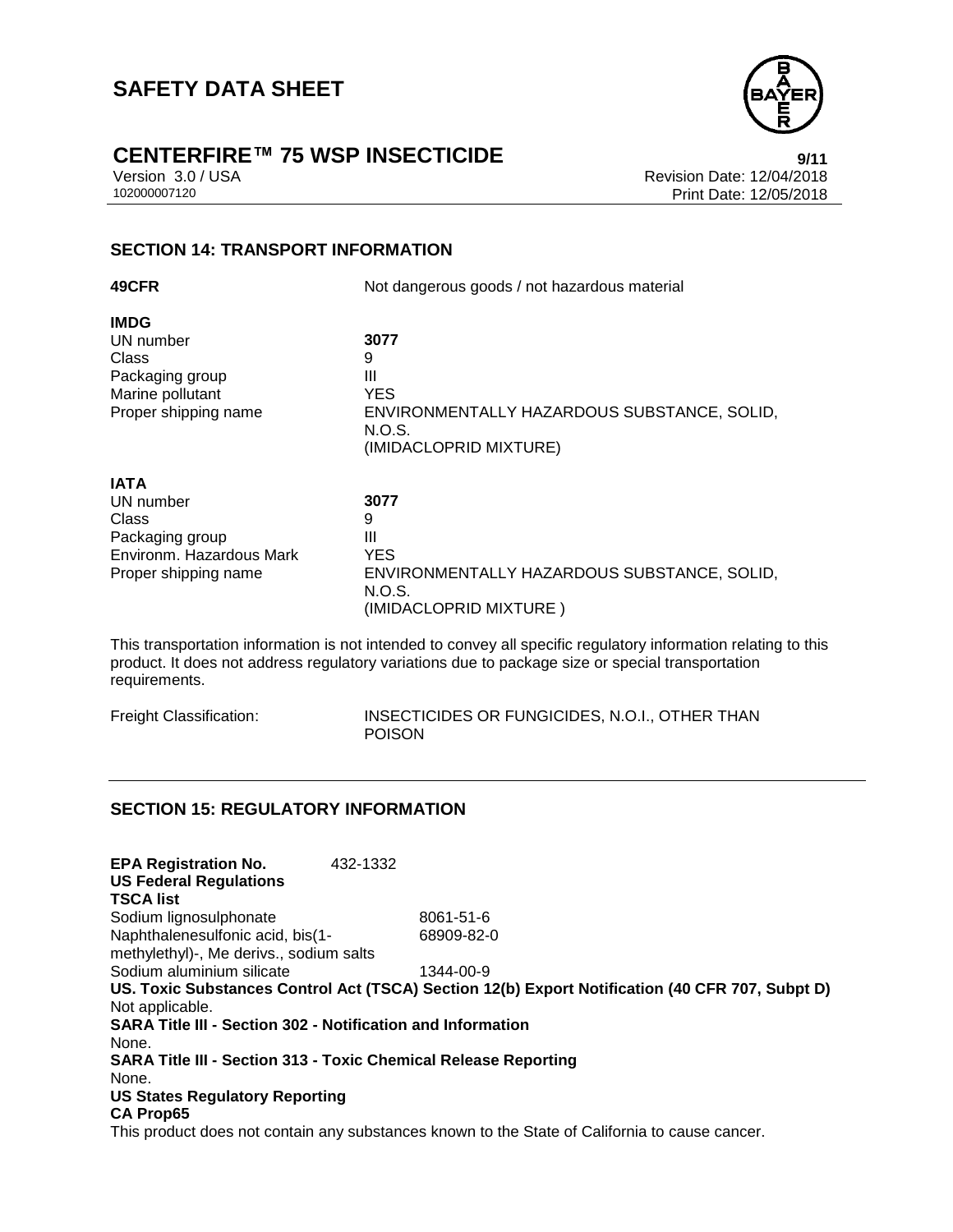## SECTION 14: TRANSPORT INFORMATION

| | |
|---|---|
| **49CFR** | Not dangerous goods / not hazardous material |

**IMDG**

| | |
|---|---|
| UN number | **3077** |
| Class | 9 |
| Packaging group | III |
| Marine pollutant | YES |
| Proper shipping name | ENVIRONMENTALLY HAZARDOUS SUBSTANCE, SOLID, N.O.S. (IMIDACLOPRID MIXTURE) |

**IATA**

| | |
|---|---|
| UN number | **3077** |
| Class | 9 |
| Packaging group | III |
| Environm. Hazardous Mark | YES |
| Proper shipping name | ENVIRONMENTALLY HAZARDOUS SUBSTANCE, SOLID, N.O.S. (IMIDACLOPRID MIXTURE ) |

This transportation information is not intended to convey all specific regulatory information relating to this product. It does not address regulatory variations due to package size or special transportation requirements.

| | |
|---|---|
| Freight Classification: | INSECTICIDES OR FUNGICIDES, N.O.I., OTHER THAN POISON |

## SECTION 15: REGULATORY INFORMATION

**EPA Registration No.** 432-1332

**US Federal Regulations**

**TSCA list**

| | |
|---|---|
| Sodium lignosulphonate | 8061-51-6 |
| Naphthalenesulfonic acid, bis(1-methylethyl)-, Me derivs., sodium salts | 68909-82-0 |
| Sodium aluminium silicate | 1344-00-9 |

**US. Toxic Substances Control Act (TSCA) Section 12(b) Export Notification (40 CFR 707, Subpt D)**

Not applicable.

**SARA Title III - Section 302 - Notification and Information**

None.

**SARA Title III - Section 313 - Toxic Chemical Release Reporting**

None.

**US States Regulatory Reporting**

**CA Prop65**

This product does not contain any substances known to the State of California to cause cancer.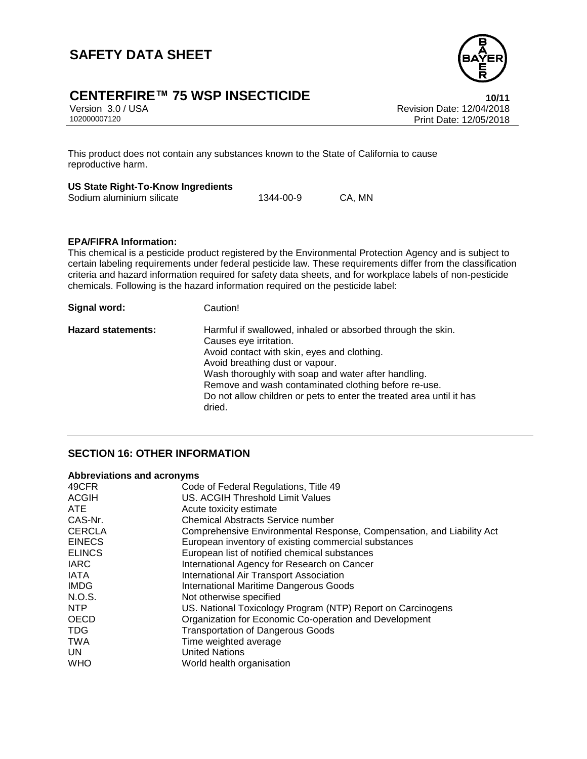This product does not contain any substances known to the State of California to cause reproductive harm.

**US State Right-To-Know Ingredients**

| | | |
|---|---|---|
| Sodium aluminium silicate | 1344-00-9 | CA, MN |

**EPA/FIFRA Information:**

This chemical is a pesticide product registered by the Environmental Protection Agency and is subject to certain labeling requirements under federal pesticide law. These requirements differ from the classification criteria and hazard information required for safety data sheets, and for workplace labels of non-pesticide chemicals. Following is the hazard information required on the pesticide label:

**Signal word:** Caution!

**Hazard statements:** Harmful if swallowed, inhaled or absorbed through the skin.
Causes eye irritation.
Avoid contact with skin, eyes and clothing.
Avoid breathing dust or vapour.
Wash thoroughly with soap and water after handling.
Remove and wash contaminated clothing before re-use.
Do not allow children or pets to enter the treated area until it has dried.

## SECTION 16: OTHER INFORMATION

**Abbreviations and acronyms**

| | |
|---|---|
| 49CFR | Code of Federal Regulations, Title 49 |
| ACGIH | US. ACGIH Threshold Limit Values |
| ATE | Acute toxicity estimate |
| CAS-Nr. | Chemical Abstracts Service number |
| CERCLA | Comprehensive Environmental Response, Compensation, and Liability Act |
| EINECS | European inventory of existing commercial substances |
| ELINCS | European list of notified chemical substances |
| IARC | International Agency for Research on Cancer |
| IATA | International Air Transport Association |
| IMDG | International Maritime Dangerous Goods |
| N.O.S. | Not otherwise specified |
| NTP | US. National Toxicology Program (NTP) Report on Carcinogens |
| OECD | Organization for Economic Co-operation and Development |
| TDG | Transportation of Dangerous Goods |
| TWA | Time weighted average |
| UN | United Nations |
| WHO | World health organisation |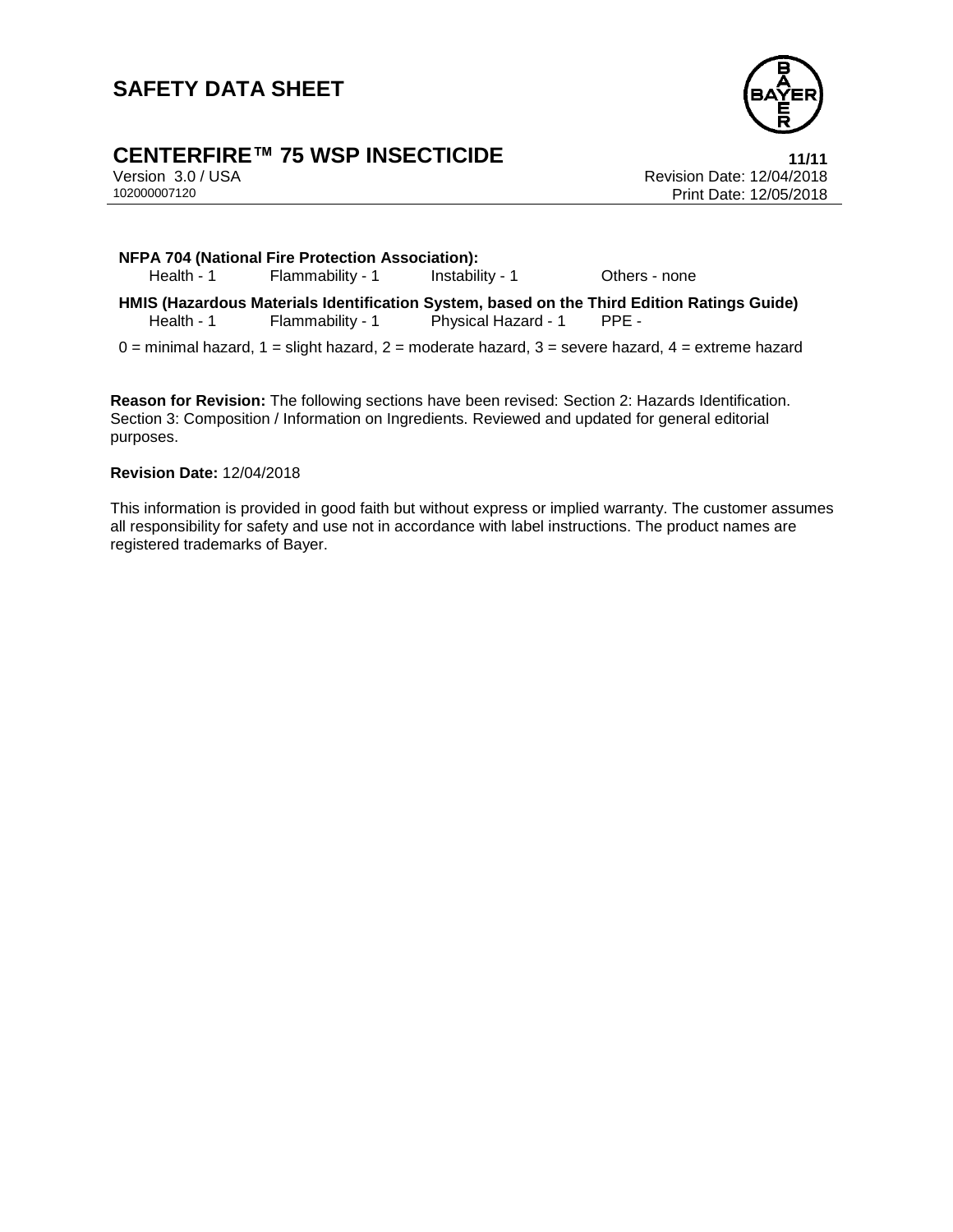**NFPA 704 (National Fire Protection Association):**

| | | | |
|---|---|---|---|
| Health - 1 | Flammability - 1 | Instability - 1 | Others - none |

**HMIS (Hazardous Materials Identification System, based on the Third Edition Ratings Guide)**

| | | | |
|---|---|---|---|
| Health - 1 | Flammability - 1 | Physical Hazard - 1 | PPE - |

0 = minimal hazard, 1 = slight hazard, 2 = moderate hazard, 3 = severe hazard, 4 = extreme hazard

**Reason for Revision:** The following sections have been revised: Section 2: Hazards Identification. Section 3: Composition / Information on Ingredients. Reviewed and updated for general editorial purposes.

**Revision Date:** 12/04/2018

This information is provided in good faith but without express or implied warranty. The customer assumes all responsibility for safety and use not in accordance with label instructions. The product names are registered trademarks of Bayer.